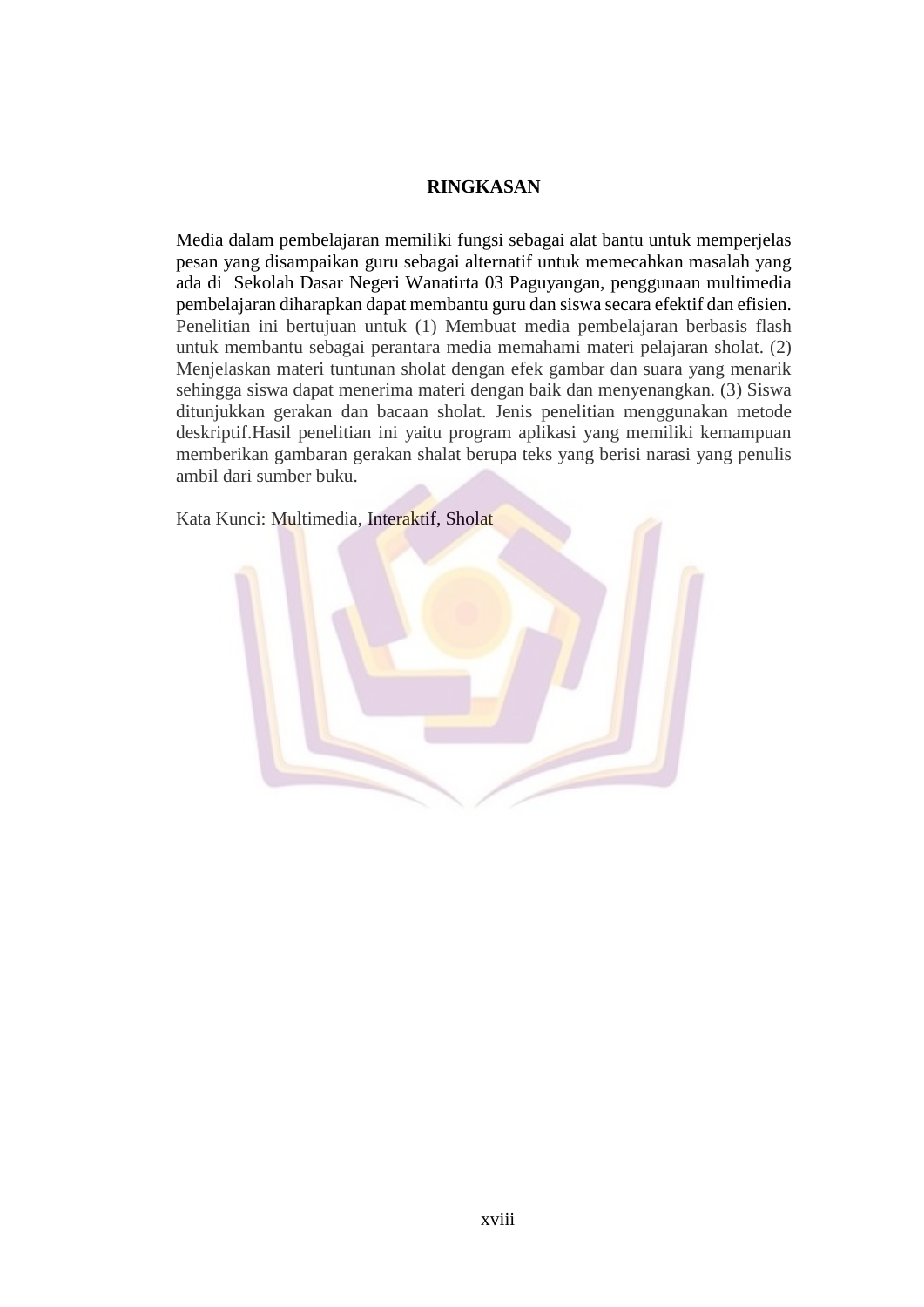# RINGKASAN

Media dalam pembelajaran memiliki fungsi sebagai alat bantu untuk memperjelas pesan yang disampaikan guru sebagai alternatif untuk memecahkan masalah yang ada di  Sekolah Dasar Negeri Wanatirta 03 Paguyangan, penggunaan multimedia pembelajaran diharapkan dapat membantu guru dan siswa secara efektif dan efisien. Penelitian ini bertujuan untuk (1) Membuat media pembelajaran berbasis flash untuk membantu sebagai perantara media memahami materi pelajaran sholat. (2) Menjelaskan materi tuntunan sholat dengan efek gambar dan suara yang menarik sehingga siswa dapat menerima materi dengan baik dan menyenangkan. (3) Siswa ditunjukkan gerakan dan bacaan sholat. Jenis penelitian menggunakan metode deskriptif.Hasil penelitian ini yaitu program aplikasi yang memiliki kemampuan memberikan gambaran gerakan shalat berupa teks yang berisi narasi yang penulis ambil dari sumber buku.

Kata Kunci: Multimedia, Interaktif, Sholat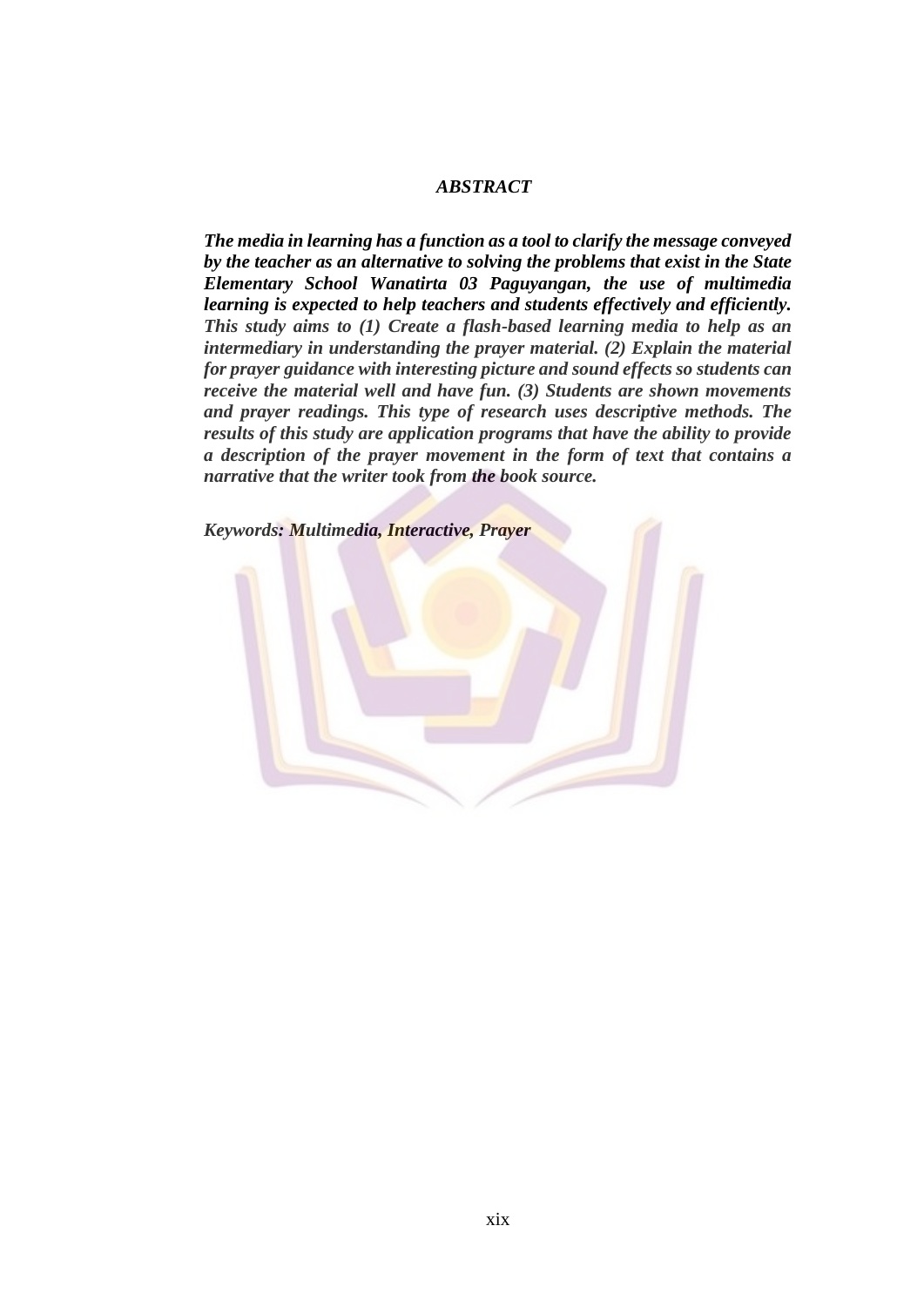# *ABSTRACT*

***The media in learning has a function as a tool to clarify the message conveyed by the teacher as an alternative to solving the problems that exist in the State Elementary School Wanatirta 03 Paguyangan, the use of multimedia learning is expected to help teachers and students effectively and efficiently. This study aims to (1) Create a flash-based learning media to help as an intermediary in understanding the prayer material. (2) Explain the material for prayer guidance with interesting picture and sound effects so students can receive the material well and have fun. (3) Students are shown movements and prayer readings. This type of research uses descriptive methods. The results of this study are application programs that have the ability to provide a description of the prayer movement in the form of text that contains a narrative that the writer took from the book source.***

***Keywords: Multimedia, Interactive, Prayer***